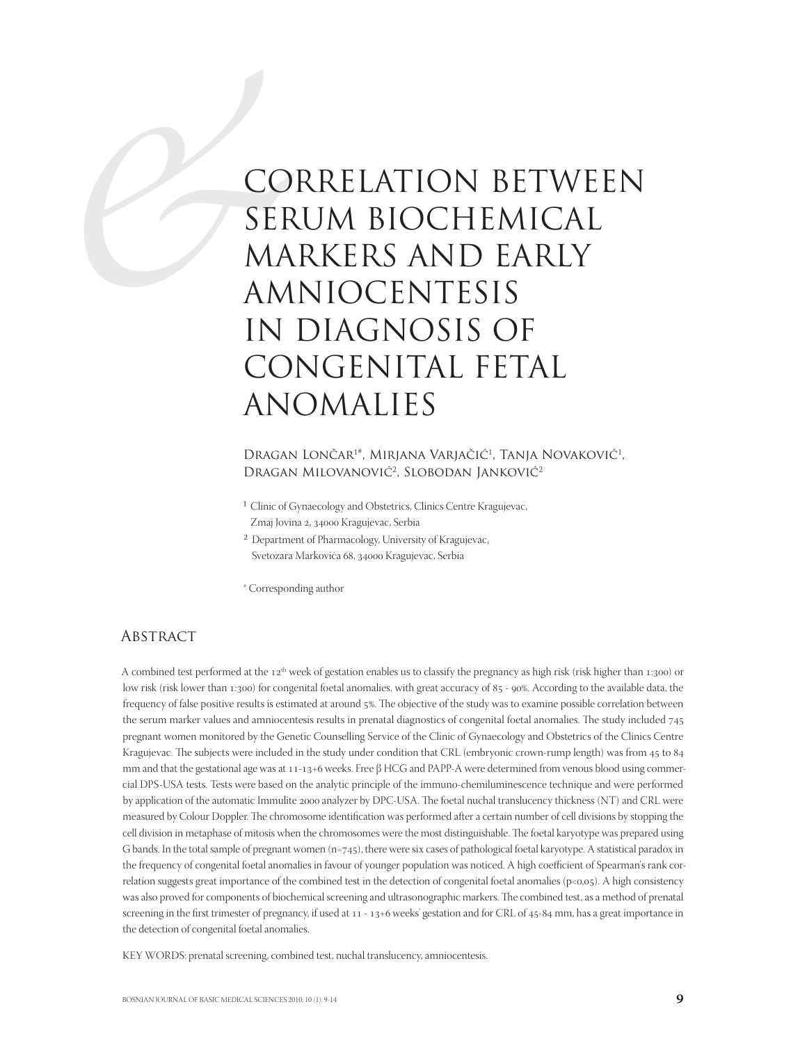# CORRELATION BETWEEN SERUM BIOCHEMICAL MARKERS AND EARLY AMNIOCENTESIS IN DIAGNOSIS OF CONGENITAL FETAL ANOMALIES

Dragan Lončar[1*], Mirjana Varjačić[1], Tanja Novaković[1], Dragan Milovanović[2], Slobodan Janković[2]

[1] Clinic of Gynaecology and Obstetrics, Clinics Centre Kragujevac, Zmaj Jovina 2, 34000 Kragujevac, Serbia

[2] Department of Pharmacology, University of Kragujevac, Svetozara Markovića 68, 34000 Kragujevac, Serbia

[*] Corresponding author

## Abstract

A combined test performed at the 12th week of gestation enables us to classify the pregnancy as high risk (risk higher than 1:300) or low risk (risk lower than 1:300) for congenital foetal anomalies, with great accuracy of 85 - 90%. According to the available data, the frequency of false positive results is estimated at around 5%. The objective of the study was to examine possible correlation between the serum marker values and amniocentesis results in prenatal diagnostics of congenital foetal anomalies. The study included 745 pregnant women monitored by the Genetic Counselling Service of the Clinic of Gynaecology and Obstetrics of the Clinics Centre Kragujevac. The subjects were included in the study under condition that CRL (embryonic crown-rump length) was from 45 to 84 mm and that the gestational age was at 11-13+6 weeks. Free β HCG and PAPP-A were determined from venous blood using commercial DPS-USA tests. Tests were based on the analytic principle of the immuno-chemiluminescence technique and were performed by application of the automatic Immulite 2000 analyzer by DPC-USA. The foetal nuchal translucency thickness (NT) and CRL were measured by Colour Doppler. The chromosome identification was performed after a certain number of cell divisions by stopping the cell division in metaphase of mitosis when the chromosomes were the most distinguishable. The foetal karyotype was prepared using G bands. In the total sample of pregnant women (n=745), there were six cases of pathological foetal karyotype. A statistical paradox in the frequency of congenital foetal anomalies in favour of younger population was noticed. A high coefficient of Spearman's rank correlation suggests great importance of the combined test in the detection of congenital foetal anomalies ($p<0,05$). A high consistency was also proved for components of biochemical screening and ultrasonographic markers. The combined test, as a method of prenatal screening in the first trimester of pregnancy, if used at 11 - 13+6 weeks' gestation and for CRL of 45-84 mm, has a great importance in the detection of congenital foetal anomalies.

KEY WORDS: prenatal screening, combined test, nuchal translucency, amniocentesis.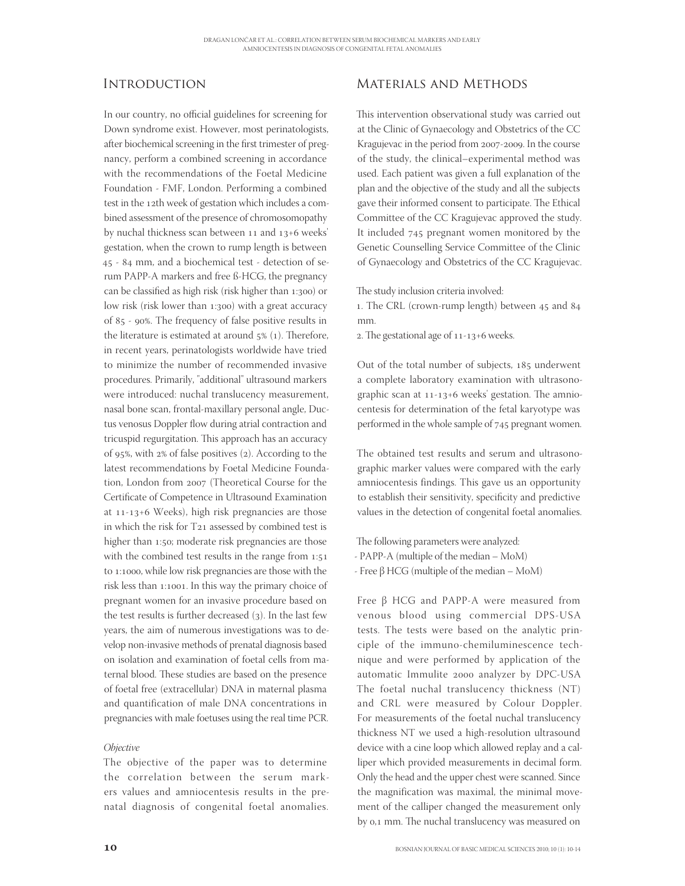## Introduction

In our country, no official guidelines for screening for Down syndrome exist. However, most perinatologists, after biochemical screening in the first trimester of pregnancy, perform a combined screening in accordance with the recommendations of the Foetal Medicine Foundation - FMF, London. Performing a combined test in the 12th week of gestation which includes a combined assessment of the presence of chromosomopathy by nuchal thickness scan between 11 and 13+6 weeks' gestation, when the crown to rump length is between 45 - 84 mm, and a biochemical test - detection of serum PAPP-A markers and free ß-HCG, the pregnancy can be classified as high risk (risk higher than 1:300) or low risk (risk lower than 1:300) with a great accuracy of 85 - 90%. The frequency of false positive results in the literature is estimated at around 5% (1). Therefore, in recent years, perinatologists worldwide have tried to minimize the number of recommended invasive procedures. Primarily, "additional" ultrasound markers were introduced: nuchal translucency measurement, nasal bone scan, frontal-maxillary personal angle, Ductus venosus Doppler flow during atrial contraction and tricuspid regurgitation. This approach has an accuracy of 95%, with 2% of false positives (2). According to the latest recommendations by Foetal Medicine Foundation, London from 2007 (Theoretical Course for the Certificate of Competence in Ultrasound Examination at 11-13+6 Weeks), high risk pregnancies are those in which the risk for T21 assessed by combined test is higher than 1:50; moderate risk pregnancies are those with the combined test results in the range from 1:51 to 1:1000, while low risk pregnancies are those with the risk less than 1:1001. In this way the primary choice of pregnant women for an invasive procedure based on the test results is further decreased (3). In the last few years, the aim of numerous investigations was to develop non-invasive methods of prenatal diagnosis based on isolation and examination of foetal cells from maternal blood. These studies are based on the presence of foetal free (extracellular) DNA in maternal plasma and quantification of male DNA concentrations in pregnancies with male foetuses using the real time PCR.

### *Objective*

The objective of the paper was to determine the correlation between the serum markers values and amniocentesis results in the prenatal diagnosis of congenital foetal anomalies.

## Materials and Methods

This intervention observational study was carried out at the Clinic of Gynaecology and Obstetrics of the CC Kragujevac in the period from 2007-2009. In the course of the study, the clinical–experimental method was used. Each patient was given a full explanation of the plan and the objective of the study and all the subjects gave their informed consent to participate. The Ethical Committee of the CC Kragujevac approved the study. It included 745 pregnant women monitored by the Genetic Counselling Service Committee of the Clinic of Gynaecology and Obstetrics of the CC Kragujevac.

The study inclusion criteria involved:

1. The CRL (crown-rump length) between 45 and 84 mm.
2. The gestational age of 11-13+6 weeks.

Out of the total number of subjects, 185 underwent a complete laboratory examination with ultrasonographic scan at 11-13+6 weeks' gestation. The amniocentesis for determination of the fetal karyotype was performed in the whole sample of 745 pregnant women.

The obtained test results and serum and ultrasonographic marker values were compared with the early amniocentesis findings. This gave us an opportunity to establish their sensitivity, specificity and predictive values in the detection of congenital foetal anomalies.

The following parameters were analyzed:

- PAPP-A (multiple of the median – MoM)
- Free β HCG (multiple of the median – MoM)

Free β HCG and PAPP-A were measured from venous blood using commercial DPS-USA tests. The tests were based on the analytic principle of the immuno-chemiluminescence technique and were performed by application of the automatic Immulite 2000 analyzer by DPC-USA The foetal nuchal translucency thickness (NT) and CRL were measured by Colour Doppler. For measurements of the foetal nuchal translucency thickness NT we used a high-resolution ultrasound device with a cine loop which allowed replay and a calliper which provided measurements in decimal form. Only the head and the upper chest were scanned. Since the magnification was maximal, the minimal movement of the calliper changed the measurement only by 0,1 mm. The nuchal translucency was measured on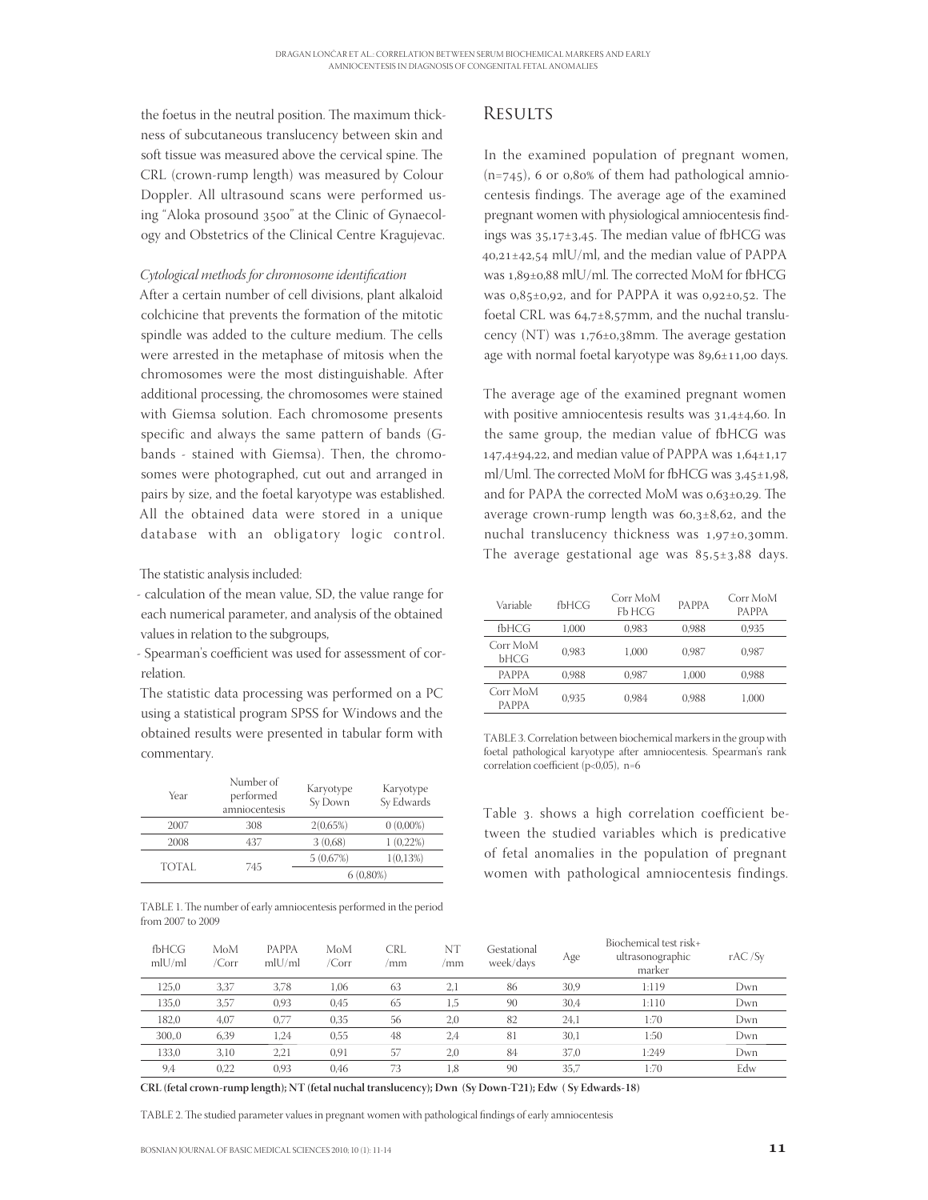the foetus in the neutral position. The maximum thickness of subcutaneous translucency between skin and soft tissue was measured above the cervical spine. The CRL (crown-rump length) was measured by Colour Doppler. All ultrasound scans were performed using "Aloka prosound 3500" at the Clinic of Gynaecology and Obstetrics of the Clinical Centre Kragujevac.

*Cytological methods for chromosome identification*

After a certain number of cell divisions, plant alkaloid colchicine that prevents the formation of the mitotic spindle was added to the culture medium. The cells were arrested in the metaphase of mitosis when the chromosomes were the most distinguishable. After additional processing, the chromosomes were stained with Giemsa solution. Each chromosome presents specific and always the same pattern of bands (G-bands - stained with Giemsa). Then, the chromosomes were photographed, cut out and arranged in pairs by size, and the foetal karyotype was established. All the obtained data were stored in a unique database with an obligatory logic control.

The statistic analysis included:

- calculation of the mean value, SD, the value range for each numerical parameter, and analysis of the obtained values in relation to the subgroups,
- Spearman's coefficient was used for assessment of correlation.

The statistic data processing was performed on a PC using a statistical program SPSS for Windows and the obtained results were presented in tabular form with commentary.

| Year | Number of performed amniocentesis | Karyotype Sy Down | Karyotype Sy Edwards |
|---|---|---|---|
| 2007 | 308 | 2(0,65%) | 0 (0,00%) |
| 2008 | 437 | 3 (0,68) | 1 (0,22%) |
| TOTAL | 745 | 5 (0,67%) | 1(0,13%) |
| | | 6 (0,80%) | |

TABLE 1. The number of early amniocentesis performed in the period from 2007 to 2009

## Results

In the examined population of pregnant women, (n=745), 6 or 0,80% of them had pathological amniocentesis findings. The average age of the examined pregnant women with physiological amniocentesis findings was 35,17±3,45. The median value of fbHCG was 40,21±42,54 mlU/ml, and the median value of PAPPA was 1,89±0,88 mlU/ml. The corrected MoM for fbHCG was 0,85±0,92, and for PAPPA it was 0,92±0,52. The foetal CRL was 64,7±8,57mm, and the nuchal translucency (NT) was 1,76±0,38mm. The average gestation age with normal foetal karyotype was 89,6±11,00 days.

The average age of the examined pregnant women with positive amniocentesis results was 31,4±4,60. In the same group, the median value of fbHCG was 147,4±94,22, and median value of PAPPA was 1,64±1,17 ml/Uml. The corrected MoM for fbHCG was 3,45±1,98, and for PAPA the corrected MoM was 0,63±0,29. The average crown-rump length was 60,3±8,62, and the nuchal translucency thickness was 1,97±0,30mm. The average gestational age was 85,5±3,88 days.

| Variable | fbHCG | Corr MoM Fb HCG | PAPPA | Corr MoM PAPPA |
|---|---|---|---|---|
| fbHCG | 1,000 | 0,983 | 0,988 | 0,935 |
| Corr MoM bHCG | 0,983 | 1,000 | 0,987 | 0,987 |
| PAPPA | 0,988 | 0,987 | 1,000 | 0,988 |
| Corr MoM PAPPA | 0,935 | 0,984 | 0,988 | 1,000 |

TABLE 3. Correlation between biochemical markers in the group with foetal pathological karyotype after amniocentesis. Spearman's rank correlation coefficient (p<0,05), n=6

Table 3. shows a high correlation coefficient between the studied variables which is predicative of fetal anomalies in the population of pregnant women with pathological amniocentesis findings.

| fbHCG mlU/ml | MoM /Corr | PAPPA mlU/ml | MoM /Corr | CRL /mm | NT /mm | Gestational week/days | Age | Biochemical test risk+ ultrasonographic marker | rAC /Sy |
|---|---|---|---|---|---|---|---|---|---|
| 125,0 | 3,37 | 3,78 | 1,06 | 63 | 2,1 | 86 | 30,9 | 1:119 | Dwn |
| 135,0 | 3,57 | 0,93 | 0,45 | 65 | 1,5 | 90 | 30,4 | 1:110 | Dwn |
| 182,0 | 4,07 | 0,77 | 0,35 | 56 | 2,0 | 82 | 24,1 | 1:70 | Dwn |
| 300,,0 | 6,39 | 1,24 | 0,55 | 48 | 2,4 | 81 | 30,1 | 1:50 | Dwn |
| 133,0 | 3,10 | 2,21 | 0,91 | 57 | 2,0 | 84 | 37,0 | 1:249 | Dwn |
| 9,4 | 0,22 | 0,93 | 0,46 | 73 | 1,8 | 90 | 35,7 | 1:70 | Edw |

**CRL (fetal crown-rump length); NT (fetal nuchal translucency); Dwn (Sy Down-T21); Edw ( Sy Edwards-18)**

TABLE 2. The studied parameter values in pregnant women with pathological findings of early amniocentesis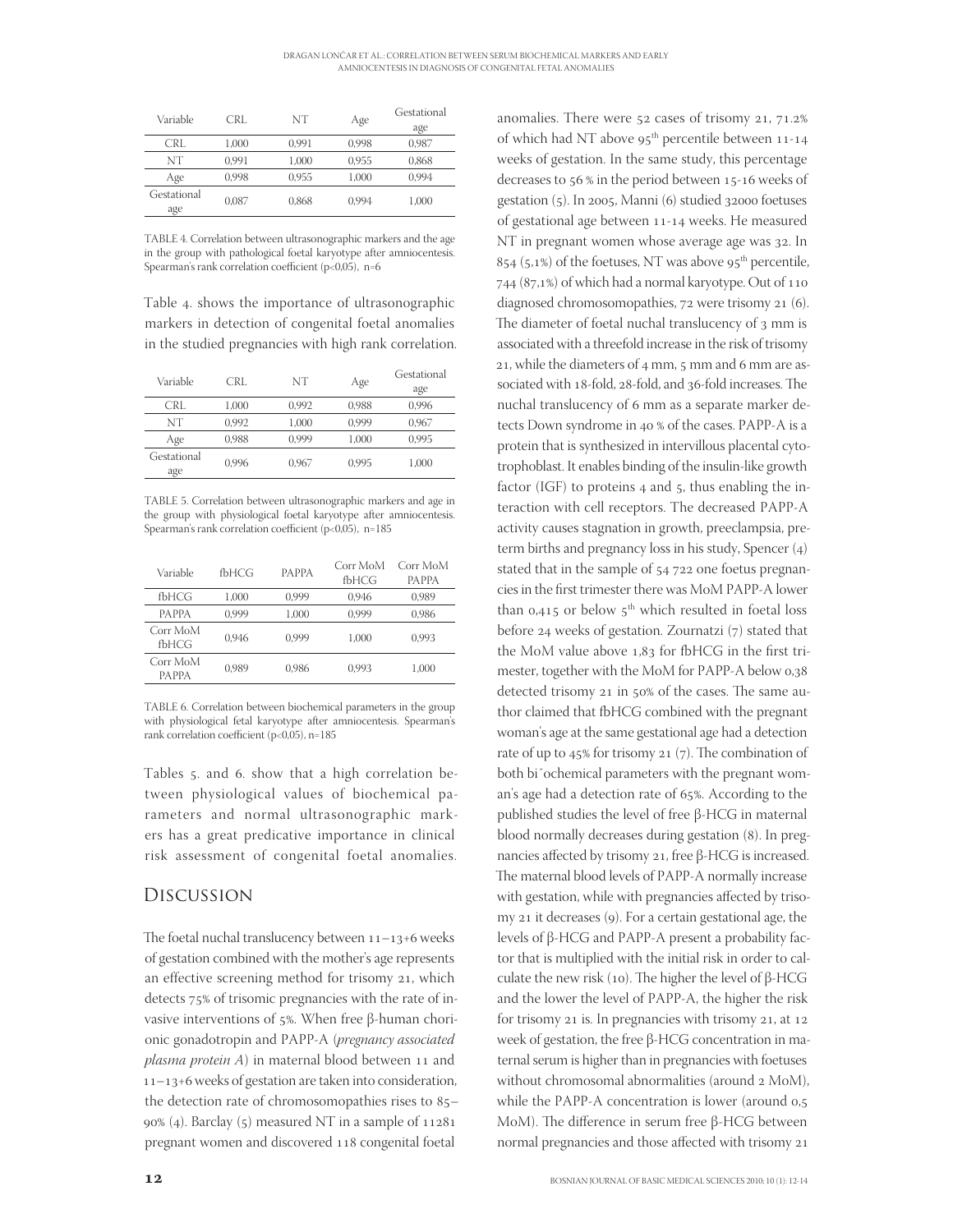| Variable | CRL | NT | Age | Gestational age |
|---|---|---|---|---|
| CRL | 1,000 | 0,991 | 0,998 | 0,987 |
| NT | 0,991 | 1,000 | 0,955 | 0,868 |
| Age | 0,998 | 0,955 | 1,000 | 0,994 |
| Gestational age | 0,087 | 0,868 | 0,994 | 1,000 |

TABLE 4. Correlation between ultrasonographic markers and the age in the group with pathological foetal karyotype after amniocentesis. Spearman's rank correlation coefficient (p<0,05), n=6

Table 4. shows the importance of ultrasonographic markers in detection of congenital foetal anomalies in the studied pregnancies with high rank correlation.

| Variable | CRL | NT | Age | Gestational age |
|---|---|---|---|---|
| CRL | 1,000 | 0,992 | 0,988 | 0,996 |
| NT | 0,992 | 1,000 | 0,999 | 0,967 |
| Age | 0,988 | 0,999 | 1,000 | 0,995 |
| Gestational age | 0,996 | 0,967 | 0,995 | 1,000 |

TABLE 5. Correlation between ultrasonographic markers and age in the group with physiological foetal karyotype after amniocentesis. Spearman's rank correlation coefficient (p<0,05), n=185

| Variable | fbHCG | PAPPA | Corr MoM fbHCG | Corr MoM PAPPA |
|---|---|---|---|---|
| fbHCG | 1,000 | 0,999 | 0,946 | 0,989 |
| PAPPA | 0,999 | 1,000 | 0,999 | 0,986 |
| Corr MoM fbHCG | 0,946 | 0,999 | 1,000 | 0,993 |
| Corr MoM PAPPA | 0,989 | 0,986 | 0,993 | 1,000 |

TABLE 6. Correlation between biochemical parameters in the group with physiological fetal karyotype after amniocentesis. Spearman's rank correlation coefficient (p<0,05), n=185

Tables 5. and 6. show that a high correlation between physiological values of biochemical parameters and normal ultrasonographic markers has a great predicative importance in clinical risk assessment of congenital foetal anomalies.

## Discussion

The foetal nuchal translucency between 11–13+6 weeks of gestation combined with the mother's age represents an effective screening method for trisomy 21, which detects 75% of trisomic pregnancies with the rate of invasive interventions of 5%. When free β-human chorionic gonadotropin and PAPP-A (*pregnancy associated plasma protein A*) in maternal blood between 11 and 11–13+6 weeks of gestation are taken into consideration, the detection rate of chromosomopathies rises to 85–90% (4). Barclay (5) measured NT in a sample of 11281 pregnant women and discovered 118 congenital foetal anomalies. There were 52 cases of trisomy 21, 71.2% of which had NT above 95th percentile between 11-14 weeks of gestation. In the same study, this percentage decreases to 56 % in the period between 15-16 weeks of gestation (5). In 2005, Manni (6) studied 32000 foetuses of gestational age between 11-14 weeks. He measured NT in pregnant women whose average age was 32. In 854 (5,1%) of the foetuses, NT was above 95th percentile, 744 (87,1%) of which had a normal karyotype. Out of 110 diagnosed chromosomopathies, 72 were trisomy 21 (6). The diameter of foetal nuchal translucency of 3 mm is associated with a threefold increase in the risk of trisomy 21, while the diameters of 4 mm, 5 mm and 6 mm are associated with 18-fold, 28-fold, and 36-fold increases. The nuchal translucency of 6 mm as a separate marker detects Down syndrome in 40 % of the cases. PAPP-A is a protein that is synthesized in intervillous placental cytotrophoblast. It enables binding of the insulin-like growth factor (IGF) to proteins 4 and 5, thus enabling the interaction with cell receptors. The decreased PAPP-A activity causes stagnation in growth, preeclampsia, preterm births and pregnancy loss in his study, Spencer (4) stated that in the sample of 54 722 one foetus pregnancies in the first trimester there was MoM PAPP-A lower than 0,415 or below 5th which resulted in foetal loss before 24 weeks of gestation. Zournatzi (7) stated that the MoM value above 1,83 for fbHCG in the first trimester, together with the MoM for PAPP-A below 0,38 detected trisomy 21 in 50% of the cases. The same author claimed that fbHCG combined with the pregnant woman's age at the same gestational age had a detection rate of up to 45% for trisomy 21 (7). The combination of both bi¨ochemical parameters with the pregnant woman's age had a detection rate of 65%. According to the published studies the level of free β-HCG in maternal blood normally decreases during gestation (8). In pregnancies affected by trisomy 21, free β-HCG is increased. The maternal blood levels of PAPP-A normally increase with gestation, while with pregnancies affected by trisomy 21 it decreases (9). For a certain gestational age, the levels of β-HCG and PAPP-A present a probability factor that is multiplied with the initial risk in order to calculate the new risk (10). The higher the level of β-HCG and the lower the level of PAPP-A, the higher the risk for trisomy 21 is. In pregnancies with trisomy 21, at 12 week of gestation, the free β-HCG concentration in maternal serum is higher than in pregnancies with foetuses without chromosomal abnormalities (around 2 MoM), while the PAPP-A concentration is lower (around 0,5 MoM). The difference in serum free β-HCG between normal pregnancies and those affected with trisomy 21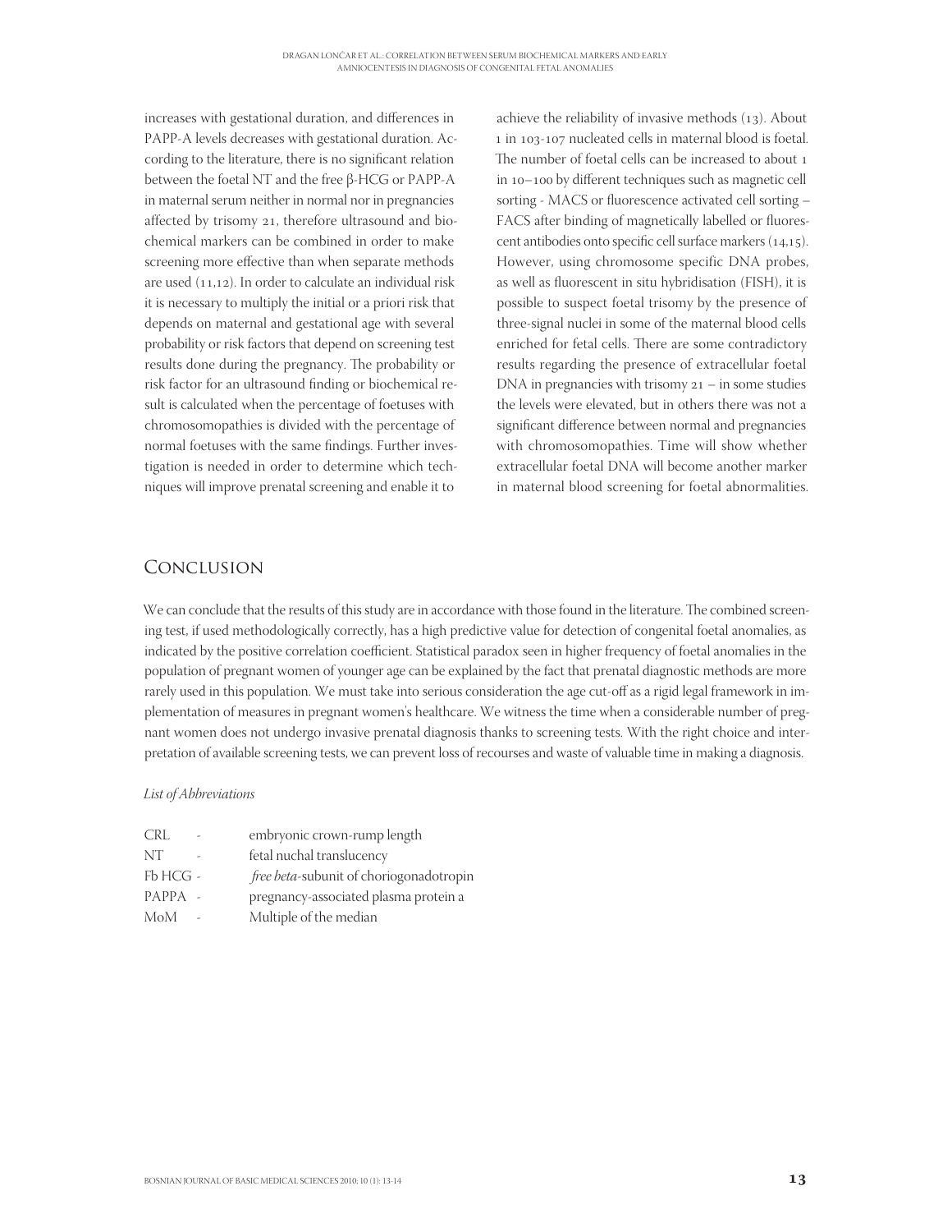increases with gestational duration, and differences in PAPP-A levels decreases with gestational duration. According to the literature, there is no significant relation between the foetal NT and the free β-HCG or PAPP-A in maternal serum neither in normal nor in pregnancies affected by trisomy 21, therefore ultrasound and biochemical markers can be combined in order to make screening more effective than when separate methods are used (11,12). In order to calculate an individual risk it is necessary to multiply the initial or a priori risk that depends on maternal and gestational age with several probability or risk factors that depend on screening test results done during the pregnancy. The probability or risk factor for an ultrasound finding or biochemical result is calculated when the percentage of foetuses with chromosomopathies is divided with the percentage of normal foetuses with the same findings. Further investigation is needed in order to determine which techniques will improve prenatal screening and enable it to achieve the reliability of invasive methods (13). About 1 in 103-107 nucleated cells in maternal blood is foetal. The number of foetal cells can be increased to about 1 in 10–100 by different techniques such as magnetic cell sorting - MACS or fluorescence activated cell sorting – FACS after binding of magnetically labelled or fluorescent antibodies onto specific cell surface markers (14,15). However, using chromosome specific DNA probes, as well as fluorescent in situ hybridisation (FISH), it is possible to suspect foetal trisomy by the presence of three-signal nuclei in some of the maternal blood cells enriched for fetal cells. There are some contradictory results regarding the presence of extracellular foetal DNA in pregnancies with trisomy 21 – in some studies the levels were elevated, but in others there was not a significant difference between normal and pregnancies with chromosomopathies. Time will show whether extracellular foetal DNA will become another marker in maternal blood screening for foetal abnormalities.

## Conclusion

We can conclude that the results of this study are in accordance with those found in the literature. The combined screening test, if used methodologically correctly, has a high predictive value for detection of congenital foetal anomalies, as indicated by the positive correlation coefficient. Statistical paradox seen in higher frequency of foetal anomalies in the population of pregnant women of younger age can be explained by the fact that prenatal diagnostic methods are more rarely used in this population. We must take into serious consideration the age cut-off as a rigid legal framework in implementation of measures in pregnant women's healthcare. We witness the time when a considerable number of pregnant women does not undergo invasive prenatal diagnosis thanks to screening tests. With the right choice and interpretation of available screening tests, we can prevent loss of recourses and waste of valuable time in making a diagnosis.

*List of Abbreviations*

CRL - embryonic crown-rump length
NT - fetal nuchal translucency
Fb HCG - *free beta*-subunit of choriogonadotropin
PAPPA - pregnancy-associated plasma protein a
MoM - Multiple of the median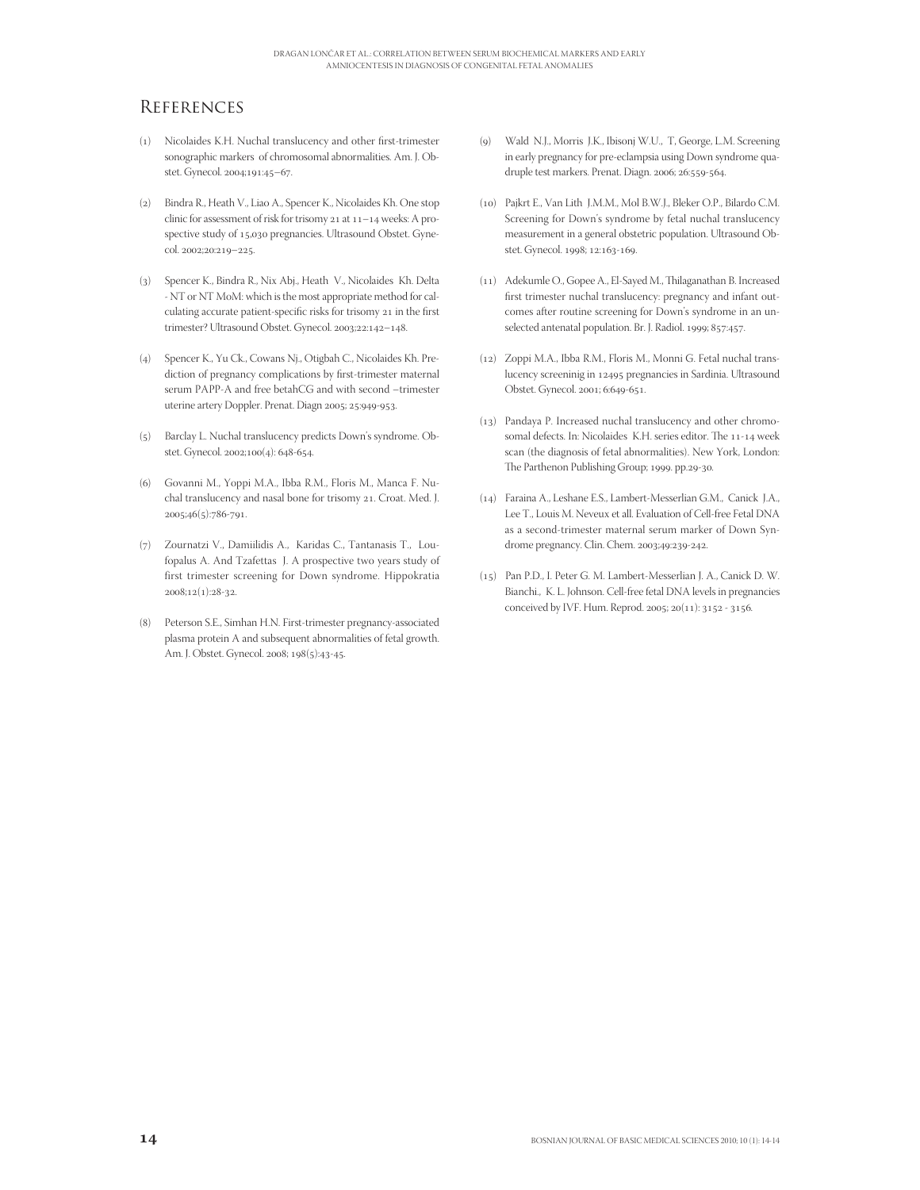# References

(1) Nicolaides K.H. Nuchal translucency and other first-trimester sonographic markers of chromosomal abnormalities. Am. J. Obstet. Gynecol. 2004;191:45–67.

(2) Bindra R., Heath V., Liao A., Spencer K., Nicolaides Kh. One stop clinic for assessment of risk for trisomy 21 at 11–14 weeks: A prospective study of 15,030 pregnancies. Ultrasound Obstet. Gynecol. 2002;20:219–225.

(3) Spencer K., Bindra R., Nix Abj., Heath V., Nicolaides Kh. Delta - NT or NT MoM: which is the most appropriate method for calculating accurate patient-specific risks for trisomy 21 in the first trimester? Ultrasound Obstet. Gynecol. 2003;22:142–148.

(4) Spencer K., Yu Ck., Cowans Nj., Otigbah C., Nicolaides Kh. Prediction of pregnancy complications by first-trimester maternal serum PAPP-A and free betahCG and with second –trimester uterine artery Doppler. Prenat. Diagn 2005; 25:949-953.

(5) Barclay L. Nuchal translucency predicts Down's syndrome. Obstet. Gynecol. 2002;100(4): 648-654.

(6) Govanni M., Yoppi M.A., Ibba R.M., Floris M., Manca F. Nuchal translucency and nasal bone for trisomy 21. Croat. Med. J. 2005;46(5):786-791.

(7) Zournatzi V., Damiilidis A., Karidas C., Tantanasis T., Loufopalus A. And Tzafettas J. A prospective two years study of first trimester screening for Down syndrome. Hippokratia 2008;12(1):28-32.

(8) Peterson S.E., Simhan H.N. First-trimester pregnancy-associated plasma protein A and subsequent abnormalities of fetal growth. Am. J. Obstet. Gynecol. 2008; 198(5):43-45.

(9) Wald N.J., Morris J.K., Ibisonj W.U., T, George, L.M. Screening in early pregnancy for pre-eclampsia using Down syndrome quadruple test markers. Prenat. Diagn. 2006; 26:559-564.

(10) Pajkrt E., Van Lith J.M.M., Mol B.W.J., Bleker O.P., Bilardo C.M. Screening for Down's syndrome by fetal nuchal translucency measurement in a general obstetric population. Ultrasound Obstet. Gynecol. 1998; 12:163-169.

(11) Adekumle O., Gopee A., El-Sayed M., Thilaganathan B. Increased first trimester nuchal translucency: pregnancy and infant outcomes after routine screening for Down's syndrome in an unselected antenatal population. Br. J. Radiol. 1999; 857:457.

(12) Zoppi M.A., Ibba R.M., Floris M., Monni G. Fetal nuchal translucency screeninig in 12495 pregnancies in Sardinia. Ultrasound Obstet. Gynecol. 2001; 6:649-651.

(13) Pandaya P. Increased nuchal translucency and other chromosomal defects. In: Nicolaides K.H. series editor. The 11-14 week scan (the diagnosis of fetal abnormalities). New York, London: The Parthenon Publishing Group; 1999. pp.29-30.

(14) Faraina A., Leshane E.S., Lambert-Messerlian G.M., Canick J.A., Lee T., Louis M. Neveux et all. Evaluation of Cell-free Fetal DNA as a second-trimester maternal serum marker of Down Syndrome pregnancy. Clin. Chem. 2003;49:239-242.

(15) Pan P.D., I. Peter G. M. Lambert-Messerlian J. A., Canick D. W. Bianchi., K. L. Johnson. Cell-free fetal DNA levels in pregnancies conceived by IVF. Hum. Reprod. 2005; 20(11): 3152 - 3156.